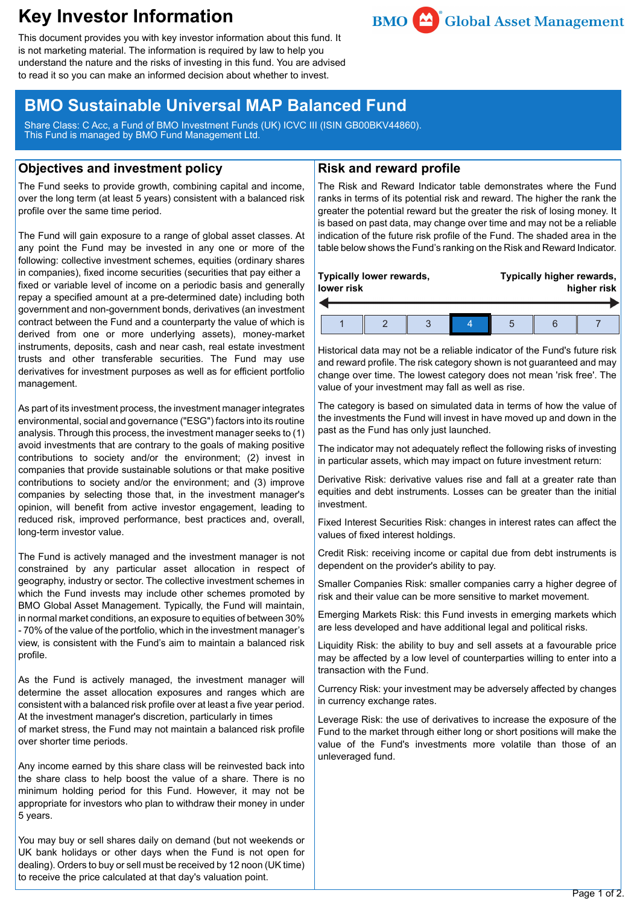# Key Investor Information

This document provides you with key investor information about this fund. It is not marketing material. The information is required by law to help you understand the nature and the risks of investing in this fund. You are advised to read it so you can make an informed decision about whether to invest.

BMO Global Asset Management

## BMO Sustainable Universal MAP Balanced Fund

Share Class: C Acc, a Fund of BMO Investment Funds (UK) ICVC III (ISIN GB00BKV44860).
This Fund is managed by BMO Fund Management Ltd.

## Objectives and investment policy

The Fund seeks to provide growth, combining capital and income, over the long term (at least 5 years) consistent with a balanced risk profile over the same time period.

The Fund will gain exposure to a range of global asset classes. At any point the Fund may be invested in any one or more of the following: collective investment schemes, equities (ordinary shares in companies), fixed income securities (securities that pay either a fixed or variable level of income on a periodic basis and generally repay a specified amount at a pre-determined date) including both government and non-government bonds, derivatives (an investment contract between the Fund and a counterparty the value of which is derived from one or more underlying assets), money-market instruments, deposits, cash and near cash, real estate investment trusts and other transferable securities. The Fund may use derivatives for investment purposes as well as for efficient portfolio management.

As part of its investment process, the investment manager integrates environmental, social and governance ("ESG") factors into its routine analysis. Through this process, the investment manager seeks to (1) avoid investments that are contrary to the goals of making positive contributions to society and/or the environment; (2) invest in companies that provide sustainable solutions or that make positive contributions to society and/or the environment; and (3) improve companies by selecting those that, in the investment manager's opinion, will benefit from active investor engagement, leading to reduced risk, improved performance, best practices and, overall, long-term investor value.

The Fund is actively managed and the investment manager is not constrained by any particular asset allocation in respect of geography, industry or sector. The collective investment schemes in which the Fund invests may include other schemes promoted by BMO Global Asset Management. Typically, the Fund will maintain, in normal market conditions, an exposure to equities of between 30% - 70% of the value of the portfolio, which in the investment manager's view, is consistent with the Fund's aim to maintain a balanced risk profile.

As the Fund is actively managed, the investment manager will determine the asset allocation exposures and ranges which are consistent with a balanced risk profile over at least a five year period. At the investment manager's discretion, particularly in times of market stress, the Fund may not maintain a balanced risk profile over shorter time periods.

Any income earned by this share class will be reinvested back into the share class to help boost the value of a share. There is no minimum holding period for this Fund. However, it may not be appropriate for investors who plan to withdraw their money in under 5 years.

You may buy or sell shares daily on demand (but not weekends or UK bank holidays or other days when the Fund is not open for dealing). Orders to buy or sell must be received by 12 noon (UK time) to receive the price calculated at that day's valuation point.

## Risk and reward profile

The Risk and Reward Indicator table demonstrates where the Fund ranks in terms of its potential risk and reward. The higher the rank the greater the potential reward but the greater the risk of losing money. It is based on past data, may change over time and may not be a reliable indication of the future risk profile of the Fund. The shaded area in the table below shows the Fund's ranking on the Risk and Reward Indicator.

**Typically lower rewards, lower risk** — **Typically higher rewards, higher risk**

| | | | | | | |
|---|---|---|---|---|---|---|
| 1 | 2 | 3 | **4** | 5 | 6 | 7 |

Historical data may not be a reliable indicator of the Fund's future risk and reward profile. The risk category shown is not guaranteed and may change over time. The lowest category does not mean 'risk free'. The value of your investment may fall as well as rise.

The category is based on simulated data in terms of how the value of the investments the Fund will invest in have moved up and down in the past as the Fund has only just launched.

The indicator may not adequately reflect the following risks of investing in particular assets, which may impact on future investment return:

Derivative Risk: derivative values rise and fall at a greater rate than equities and debt instruments. Losses can be greater than the initial investment.

Fixed Interest Securities Risk: changes in interest rates can affect the values of fixed interest holdings.

Credit Risk: receiving income or capital due from debt instruments is dependent on the provider's ability to pay.

Smaller Companies Risk: smaller companies carry a higher degree of risk and their value can be more sensitive to market movement.

Emerging Markets Risk: this Fund invests in emerging markets which are less developed and have additional legal and political risks.

Liquidity Risk: the ability to buy and sell assets at a favourable price may be affected by a low level of counterparties willing to enter into a transaction with the Fund.

Currency Risk: your investment may be adversely affected by changes in currency exchange rates.

Leverage Risk: the use of derivatives to increase the exposure of the Fund to the market through either long or short positions will make the value of the Fund's investments more volatile than those of an unleveraged fund.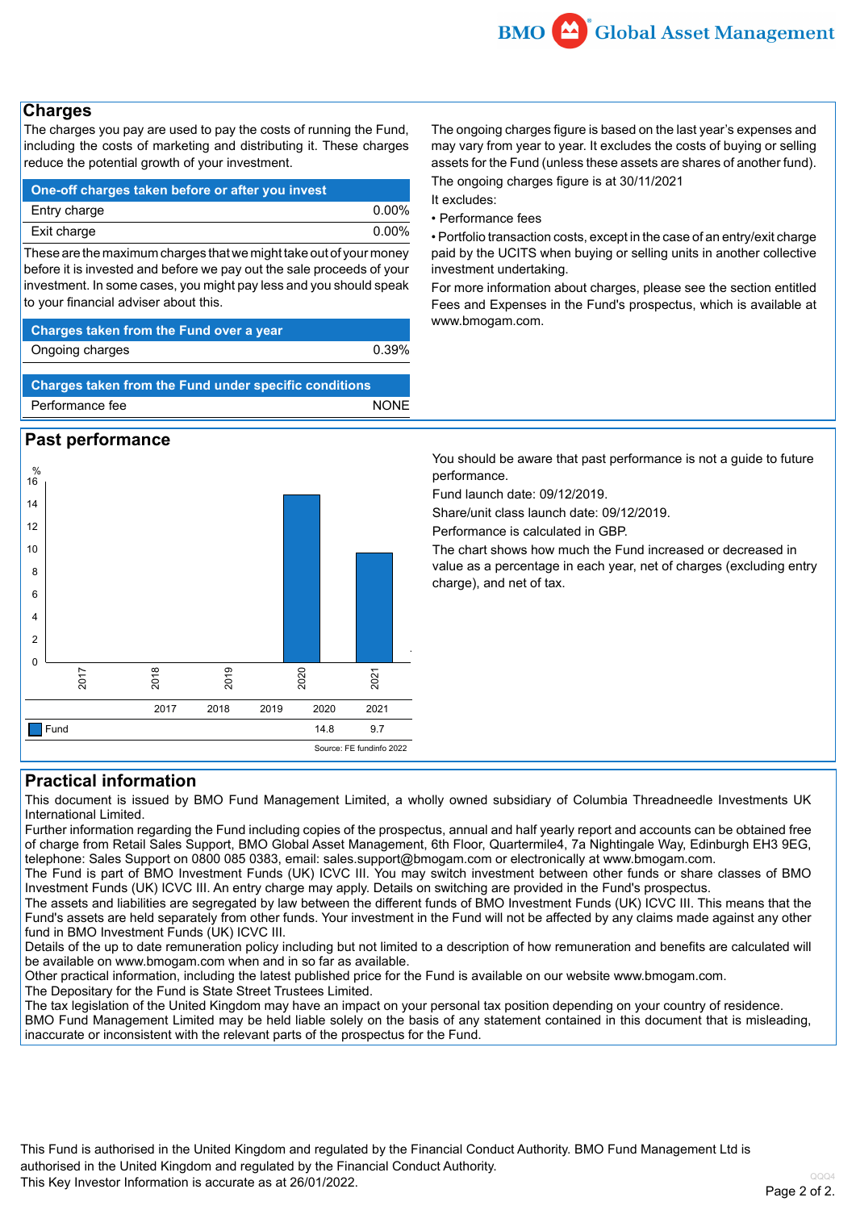## Charges

The charges you pay are used to pay the costs of running the Fund, including the costs of marketing and distributing it. These charges reduce the potential growth of your investment.

| One-off charges taken before or after you invest | |
|---|---|
| Entry charge | 0.00% |
| Exit charge | 0.00% |

These are the maximum charges that we might take out of your money before it is invested and before we pay out the sale proceeds of your investment. In some cases, you might pay less and you should speak to your financial adviser about this.

| Charges taken from the Fund over a year | |
|---|---|
| Ongoing charges | 0.39% |

| Charges taken from the Fund under specific conditions | |
|---|---|
| Performance fee | NONE |

The ongoing charges figure is based on the last year's expenses and may vary from year to year. It excludes the costs of buying or selling assets for the Fund (unless these assets are shares of another fund).

The ongoing charges figure is at 30/11/2021

It excludes:

- Performance fees
- Portfolio transaction costs, except in the case of an entry/exit charge paid by the UCITS when buying or selling units in another collective investment undertaking.

For more information about charges, please see the section entitled Fees and Expenses in the Fund's prospectus, which is available at www.bmogam.com.

## Past performance

%
16
14
12
10
8
6
4
2
0
2017 2018 2019 2020 2021

| | 2017 | 2018 | 2019 | 2020 | 2021 |
|---|---|---|---|---|---|
| Fund | | | | 14.8 | 9.7 |

Source: FE fundinfo 2022

You should be aware that past performance is not a guide to future performance.

Fund launch date: 09/12/2019.

Share/unit class launch date: 09/12/2019.

Performance is calculated in GBP.

The chart shows how much the Fund increased or decreased in value as a percentage in each year, net of charges (excluding entry charge), and net of tax.

## Practical information

This document is issued by BMO Fund Management Limited, a wholly owned subsidiary of Columbia Threadneedle Investments UK International Limited.

Further information regarding the Fund including copies of the prospectus, annual and half yearly report and accounts can be obtained free of charge from Retail Sales Support, BMO Global Asset Management, 6th Floor, Quartermile4, 7a Nightingale Way, Edinburgh EH3 9EG, telephone: Sales Support on 0800 085 0383, email: sales.support@bmogam.com or electronically at www.bmogam.com.

The Fund is part of BMO Investment Funds (UK) ICVC III. You may switch investment between other funds or share classes of BMO Investment Funds (UK) ICVC III. An entry charge may apply. Details on switching are provided in the Fund's prospectus.

The assets and liabilities are segregated by law between the different funds of BMO Investment Funds (UK) ICVC III. This means that the Fund's assets are held separately from other funds. Your investment in the Fund will not be affected by any claims made against any other fund in BMO Investment Funds (UK) ICVC III.

Details of the up to date remuneration policy including but not limited to a description of how remuneration and benefits are calculated will be available on www.bmogam.com when and in so far as available.

Other practical information, including the latest published price for the Fund is available on our website www.bmogam.com.

The Depositary for the Fund is State Street Trustees Limited.

The tax legislation of the United Kingdom may have an impact on your personal tax position depending on your country of residence.

BMO Fund Management Limited may be held liable solely on the basis of any statement contained in this document that is misleading, inaccurate or inconsistent with the relevant parts of the prospectus for the Fund.

This Fund is authorised in the United Kingdom and regulated by the Financial Conduct Authority. BMO Fund Management Ltd is authorised in the United Kingdom and regulated by the Financial Conduct Authority.

This Key Investor Information is accurate as at 26/01/2022.